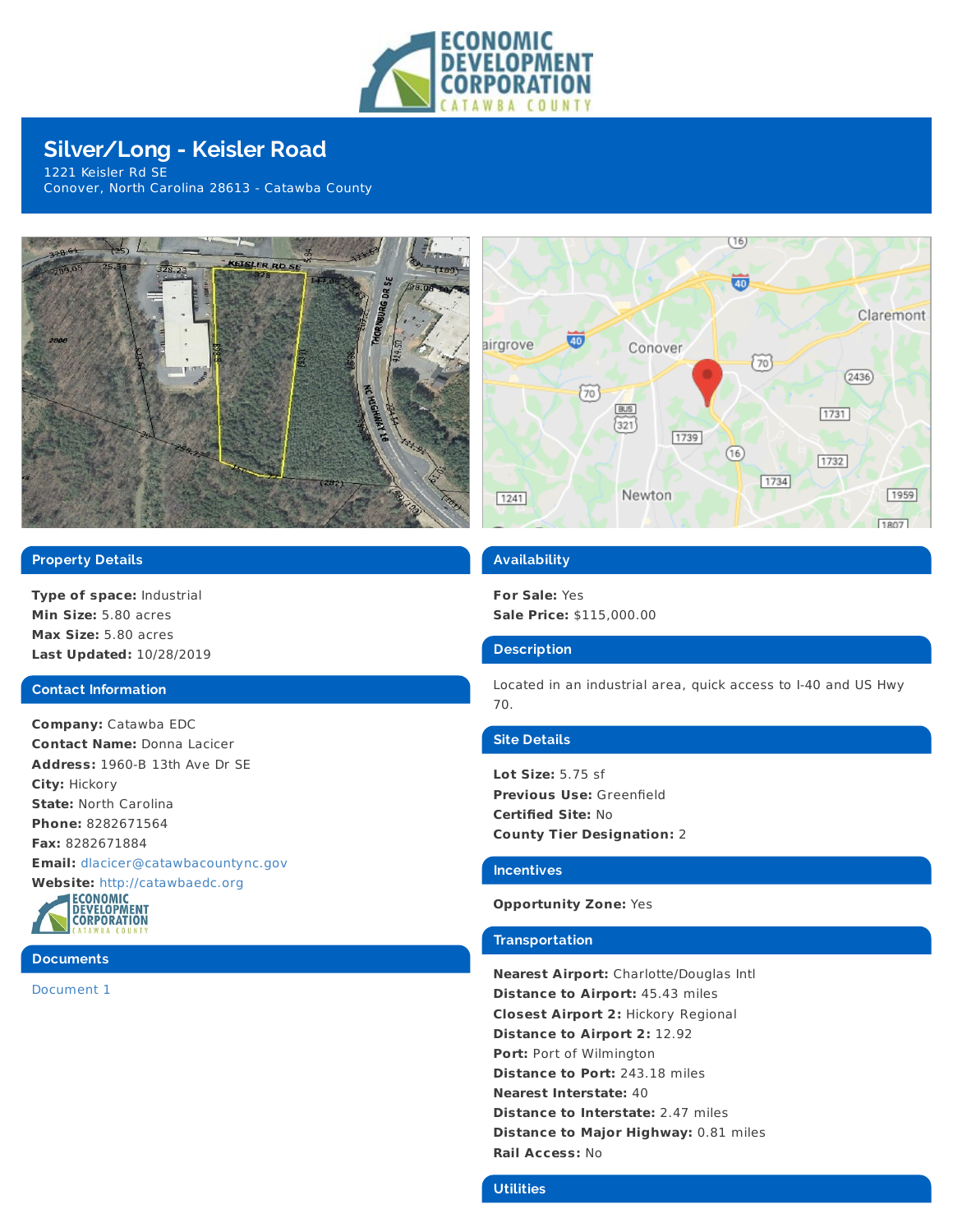# Silver/Long - Keisler Road

1221 Keisler Rd SE
Conover, North Carolina 28613 - Catawba County

## Property Details

**Type of space:** Industrial
**Min Size:** 5.80 acres
**Max Size:** 5.80 acres
**Last Updated:** 10/28/2019

## Contact Information

**Company:** Catawba EDC
**Contact Name:** Donna Lacicer
**Address:** 1960-B 13th Ave Dr SE
**City:** Hickory
**State:** North Carolina
**Phone:** 8282671564
**Fax:** 8282671884
**Email:** dlacicer@catawbacountync.gov
**Website:** http://catawbaedc.org

## Documents

Document 1

## Availability

**For Sale:** Yes
**Sale Price:** $115,000.00

## Description

Located in an industrial area, quick access to I-40 and US Hwy 70.

## Site Details

**Lot Size:** 5.75 sf
**Previous Use:** Greenfield
**Certified Site:** No
**County Tier Designation:** 2

## Incentives

**Opportunity Zone:** Yes

## Transportation

**Nearest Airport:** Charlotte/Douglas Intl
**Distance to Airport:** 45.43 miles
**Closest Airport 2:** Hickory Regional
**Distance to Airport 2:** 12.92
**Port:** Port of Wilmington
**Distance to Port:** 243.18 miles
**Nearest Interstate:** 40
**Distance to Interstate:** 2.47 miles
**Distance to Major Highway:** 0.81 miles
**Rail Access:** No

## Utilities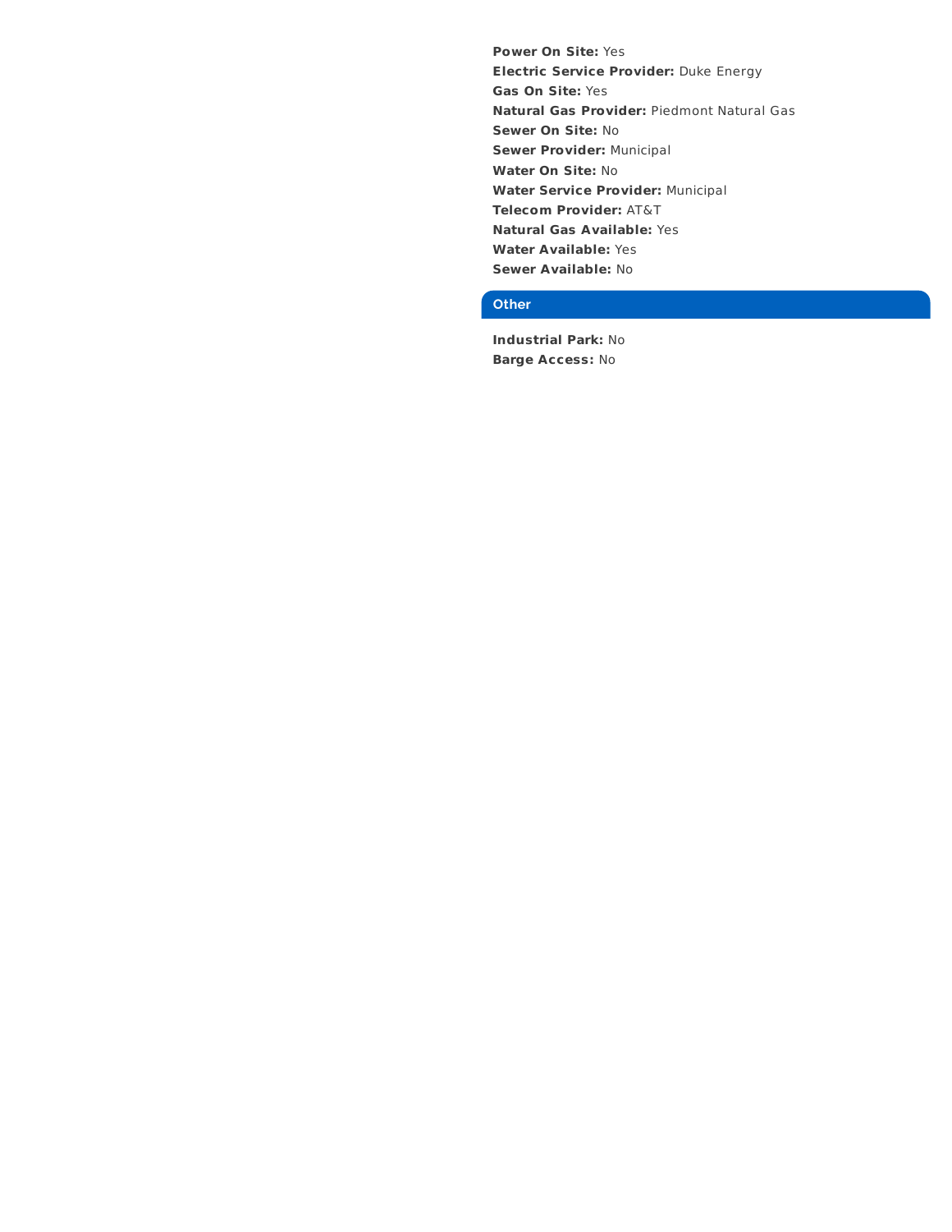**Power On Site:** Yes
**Electric Service Provider:** Duke Energy
**Gas On Site:** Yes
**Natural Gas Provider:** Piedmont Natural Gas
**Sewer On Site:** No
**Sewer Provider:** Municipal
**Water On Site:** No
**Water Service Provider:** Municipal
**Telecom Provider:** AT&T
**Natural Gas Available:** Yes
**Water Available:** Yes
**Sewer Available:** No

## Other

**Industrial Park:** No
**Barge Access:** No